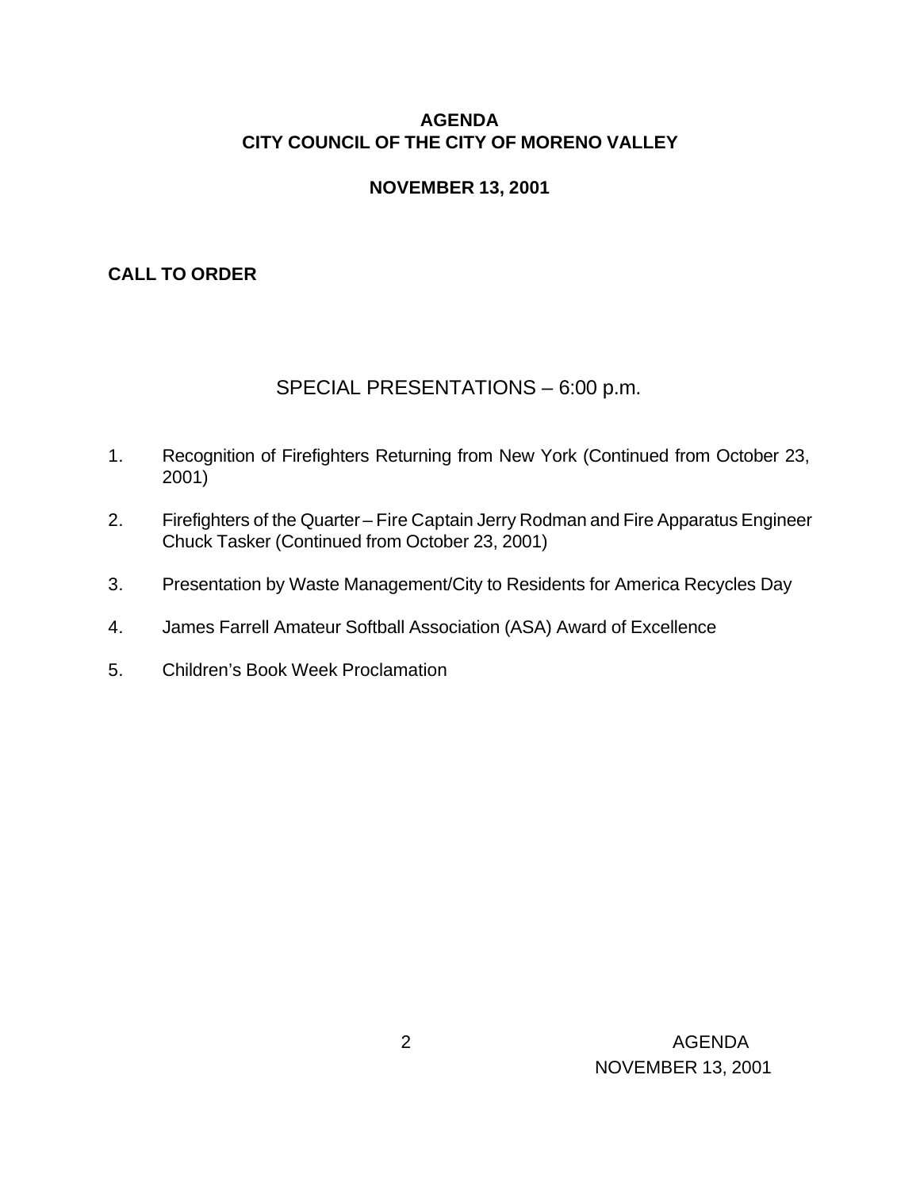# AGENDA
# CITY COUNCIL OF THE CITY OF MORENO VALLEY

## NOVEMBER 13, 2001

**CALL TO ORDER**

## SPECIAL PRESENTATIONS – 6:00 p.m.

1. Recognition of Firefighters Returning from New York (Continued from October 23, 2001)

2. Firefighters of the Quarter – Fire Captain Jerry Rodman and Fire Apparatus Engineer Chuck Tasker (Continued from October 23, 2001)

3. Presentation by Waste Management/City to Residents for America Recycles Day

4. James Farrell Amateur Softball Association (ASA) Award of Excellence

5. Children's Book Week Proclamation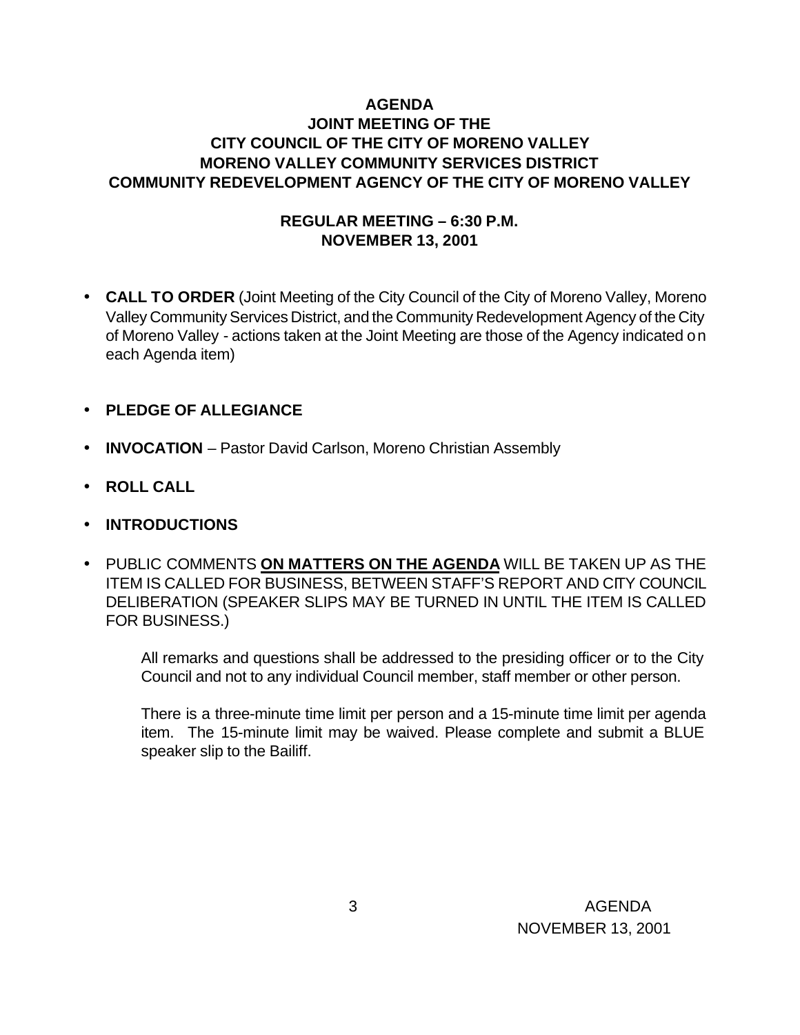# AGENDA
## JOINT MEETING OF THE
## CITY COUNCIL OF THE CITY OF MORENO VALLEY
## MORENO VALLEY COMMUNITY SERVICES DISTRICT
## COMMUNITY REDEVELOPMENT AGENCY OF THE CITY OF MORENO VALLEY

### REGULAR MEETING – 6:30 P.M.
### NOVEMBER 13, 2001

- **CALL TO ORDER** (Joint Meeting of the City Council of the City of Moreno Valley, Moreno Valley Community Services District, and the Community Redevelopment Agency of the City of Moreno Valley - actions taken at the Joint Meeting are those of the Agency indicated on each Agenda item)

- **PLEDGE OF ALLEGIANCE**

- **INVOCATION** – Pastor David Carlson, Moreno Christian Assembly

- **ROLL CALL**

- **INTRODUCTIONS**

- PUBLIC COMMENTS **ON MATTERS ON THE AGENDA** WILL BE TAKEN UP AS THE ITEM IS CALLED FOR BUSINESS, BETWEEN STAFF'S REPORT AND CITY COUNCIL DELIBERATION (SPEAKER SLIPS MAY BE TURNED IN UNTIL THE ITEM IS CALLED FOR BUSINESS.)

  All remarks and questions shall be addressed to the presiding officer or to the City Council and not to any individual Council member, staff member or other person.

  There is a three-minute time limit per person and a 15-minute time limit per agenda item. The 15-minute limit may be waived. Please complete and submit a BLUE speaker slip to the Bailiff.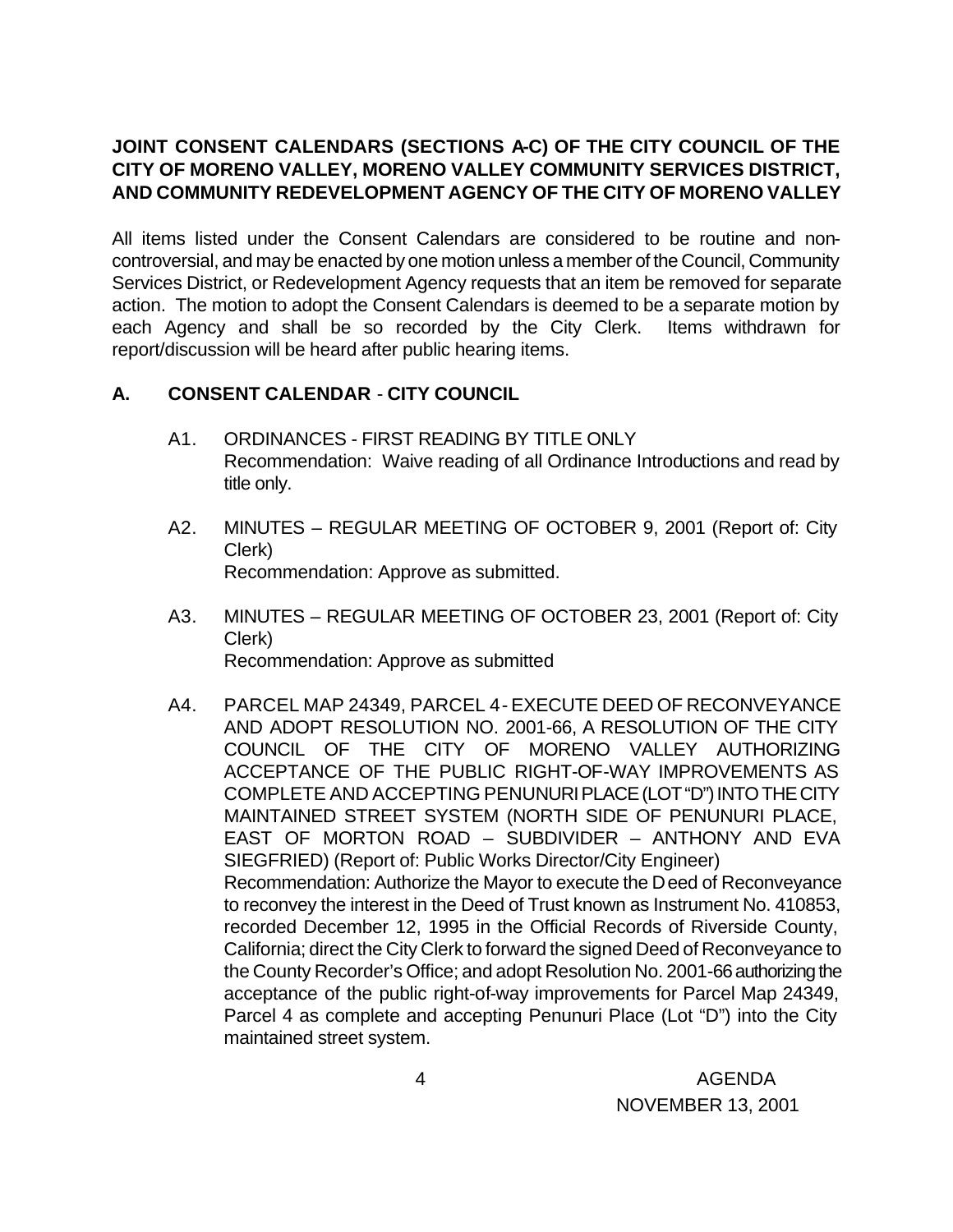**JOINT CONSENT CALENDARS (SECTIONS A-C) OF THE CITY COUNCIL OF THE CITY OF MORENO VALLEY, MORENO VALLEY COMMUNITY SERVICES DISTRICT, AND COMMUNITY REDEVELOPMENT AGENCY OF THE CITY OF MORENO VALLEY**

All items listed under the Consent Calendars are considered to be routine and non-controversial, and may be enacted by one motion unless a member of the Council, Community Services District, or Redevelopment Agency requests that an item be removed for separate action. The motion to adopt the Consent Calendars is deemed to be a separate motion by each Agency and shall be so recorded by the City Clerk. Items withdrawn for report/discussion will be heard after public hearing items.

## A. CONSENT CALENDAR - CITY COUNCIL

A1. ORDINANCES - FIRST READING BY TITLE ONLY
Recommendation: Waive reading of all Ordinance Introductions and read by title only.

A2. MINUTES – REGULAR MEETING OF OCTOBER 9, 2001 (Report of: City Clerk)
Recommendation: Approve as submitted.

A3. MINUTES – REGULAR MEETING OF OCTOBER 23, 2001 (Report of: City Clerk)
Recommendation: Approve as submitted

A4. PARCEL MAP 24349, PARCEL 4 - EXECUTE DEED OF RECONVEYANCE AND ADOPT RESOLUTION NO. 2001-66, A RESOLUTION OF THE CITY COUNCIL OF THE CITY OF MORENO VALLEY AUTHORIZING ACCEPTANCE OF THE PUBLIC RIGHT-OF-WAY IMPROVEMENTS AS COMPLETE AND ACCEPTING PENUNURI PLACE (LOT "D") INTO THE CITY MAINTAINED STREET SYSTEM (NORTH SIDE OF PENUNURI PLACE, EAST OF MORTON ROAD – SUBDIVIDER – ANTHONY AND EVA SIEGFRIED) (Report of: Public Works Director/City Engineer)
Recommendation: Authorize the Mayor to execute the Deed of Reconveyance to reconvey the interest in the Deed of Trust known as Instrument No. 410853, recorded December 12, 1995 in the Official Records of Riverside County, California; direct the City Clerk to forward the signed Deed of Reconveyance to the County Recorder's Office; and adopt Resolution No. 2001-66 authorizing the acceptance of the public right-of-way improvements for Parcel Map 24349, Parcel 4 as complete and accepting Penunuri Place (Lot "D") into the City maintained street system.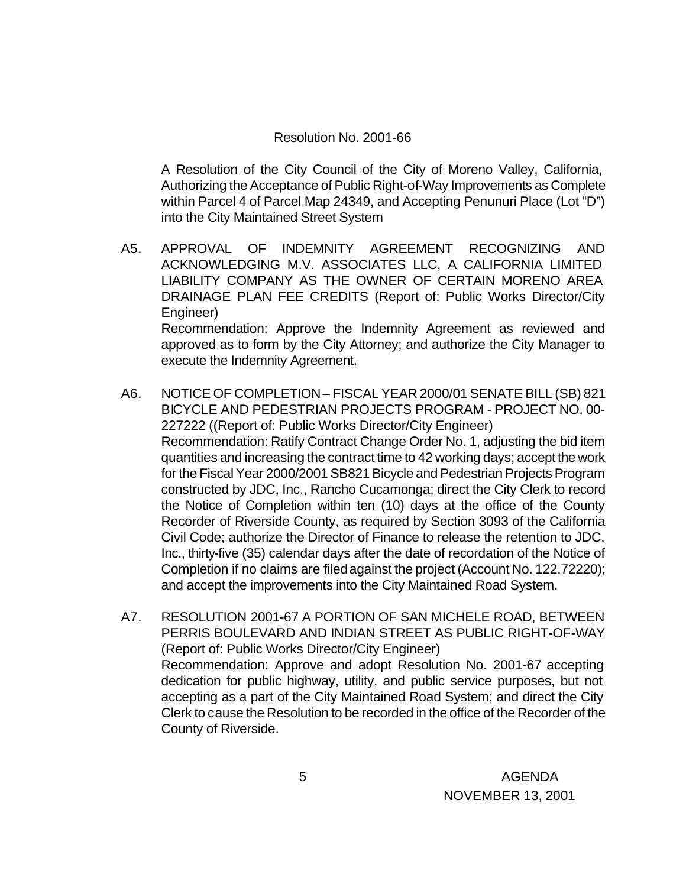Resolution No. 2001-66

A Resolution of the City Council of the City of Moreno Valley, California, Authorizing the Acceptance of Public Right-of-Way Improvements as Complete within Parcel 4 of Parcel Map 24349, and Accepting Penunuri Place (Lot "D") into the City Maintained Street System

A5. APPROVAL OF INDEMNITY AGREEMENT RECOGNIZING AND ACKNOWLEDGING M.V. ASSOCIATES LLC, A CALIFORNIA LIMITED LIABILITY COMPANY AS THE OWNER OF CERTAIN MORENO AREA DRAINAGE PLAN FEE CREDITS (Report of: Public Works Director/City Engineer)

Recommendation: Approve the Indemnity Agreement as reviewed and approved as to form by the City Attorney; and authorize the City Manager to execute the Indemnity Agreement.

A6. NOTICE OF COMPLETION – FISCAL YEAR 2000/01 SENATE BILL (SB) 821 BICYCLE AND PEDESTRIAN PROJECTS PROGRAM - PROJECT NO. 00-227222 ((Report of: Public Works Director/City Engineer)

Recommendation: Ratify Contract Change Order No. 1, adjusting the bid item quantities and increasing the contract time to 42 working days; accept the work for the Fiscal Year 2000/2001 SB821 Bicycle and Pedestrian Projects Program constructed by JDC, Inc., Rancho Cucamonga; direct the City Clerk to record the Notice of Completion within ten (10) days at the office of the County Recorder of Riverside County, as required by Section 3093 of the California Civil Code; authorize the Director of Finance to release the retention to JDC, Inc., thirty-five (35) calendar days after the date of recordation of the Notice of Completion if no claims are filed against the project (Account No. 122.72220); and accept the improvements into the City Maintained Road System.

A7. RESOLUTION 2001-67 A PORTION OF SAN MICHELE ROAD, BETWEEN PERRIS BOULEVARD AND INDIAN STREET AS PUBLIC RIGHT-OF-WAY (Report of: Public Works Director/City Engineer)

Recommendation: Approve and adopt Resolution No. 2001-67 accepting dedication for public highway, utility, and public service purposes, but not accepting as a part of the City Maintained Road System; and direct the City Clerk to cause the Resolution to be recorded in the office of the Recorder of the County of Riverside.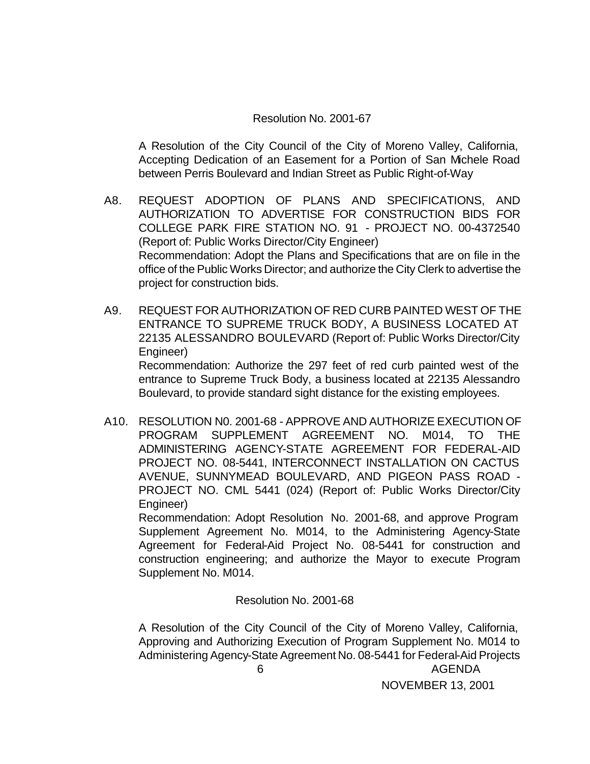Resolution No. 2001-67

A Resolution of the City Council of the City of Moreno Valley, California, Accepting Dedication of an Easement for a Portion of San Michele Road between Perris Boulevard and Indian Street as Public Right-of-Way

A8. REQUEST ADOPTION OF PLANS AND SPECIFICATIONS, AND AUTHORIZATION TO ADVERTISE FOR CONSTRUCTION BIDS FOR COLLEGE PARK FIRE STATION NO. 91 - PROJECT NO. 00-4372540 (Report of: Public Works Director/City Engineer)
Recommendation: Adopt the Plans and Specifications that are on file in the office of the Public Works Director; and authorize the City Clerk to advertise the project for construction bids.

A9. REQUEST FOR AUTHORIZATION OF RED CURB PAINTED WEST OF THE ENTRANCE TO SUPREME TRUCK BODY, A BUSINESS LOCATED AT 22135 ALESSANDRO BOULEVARD (Report of: Public Works Director/City Engineer)
Recommendation: Authorize the 297 feet of red curb painted west of the entrance to Supreme Truck Body, a business located at 22135 Alessandro Boulevard, to provide standard sight distance for the existing employees.

A10. RESOLUTION N0. 2001-68 - APPROVE AND AUTHORIZE EXECUTION OF PROGRAM SUPPLEMENT AGREEMENT NO. M014, TO THE ADMINISTERING AGENCY-STATE AGREEMENT FOR FEDERAL-AID PROJECT NO. 08-5441, INTERCONNECT INSTALLATION ON CACTUS AVENUE, SUNNYMEAD BOULEVARD, AND PIGEON PASS ROAD - PROJECT NO. CML 5441 (024) (Report of: Public Works Director/City Engineer)
Recommendation: Adopt Resolution No. 2001-68, and approve Program Supplement Agreement No. M014, to the Administering Agency-State Agreement for Federal-Aid Project No. 08-5441 for construction and construction engineering; and authorize the Mayor to execute Program Supplement No. M014.

Resolution No. 2001-68

A Resolution of the City Council of the City of Moreno Valley, California, Approving and Authorizing Execution of Program Supplement No. M014 to Administering Agency-State Agreement No. 08-5441 for Federal-Aid Projects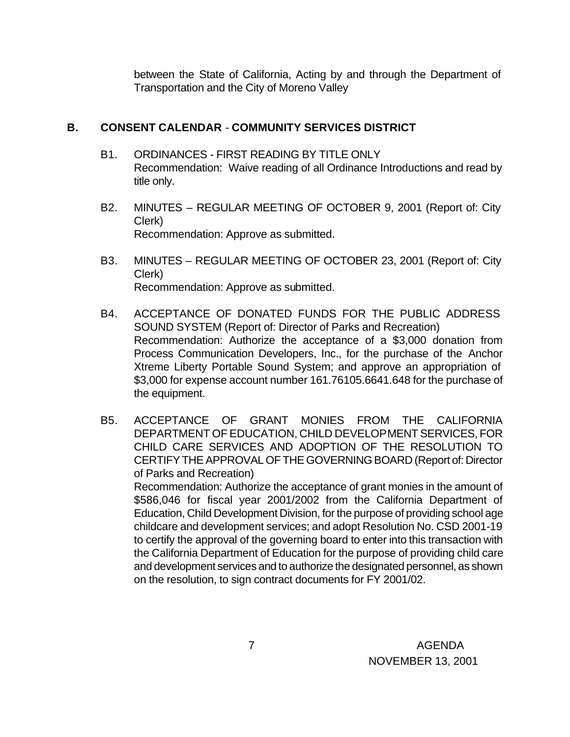between the State of California, Acting by and through the Department of Transportation and the City of Moreno Valley

## B. CONSENT CALENDAR - COMMUNITY SERVICES DISTRICT

B1. ORDINANCES - FIRST READING BY TITLE ONLY
Recommendation: Waive reading of all Ordinance Introductions and read by title only.

B2. MINUTES – REGULAR MEETING OF OCTOBER 9, 2001 (Report of: City Clerk)
Recommendation: Approve as submitted.

B3. MINUTES – REGULAR MEETING OF OCTOBER 23, 2001 (Report of: City Clerk)
Recommendation: Approve as submitted.

B4. ACCEPTANCE OF DONATED FUNDS FOR THE PUBLIC ADDRESS SOUND SYSTEM (Report of: Director of Parks and Recreation)
Recommendation: Authorize the acceptance of a $3,000 donation from Process Communication Developers, Inc., for the purchase of the Anchor Xtreme Liberty Portable Sound System; and approve an appropriation of $3,000 for expense account number 161.76105.6641.648 for the purchase of the equipment.

B5. ACCEPTANCE OF GRANT MONIES FROM THE CALIFORNIA DEPARTMENT OF EDUCATION, CHILD DEVELOPMENT SERVICES, FOR CHILD CARE SERVICES AND ADOPTION OF THE RESOLUTION TO CERTIFY THE APPROVAL OF THE GOVERNING BOARD (Report of: Director of Parks and Recreation)
Recommendation: Authorize the acceptance of grant monies in the amount of $586,046 for fiscal year 2001/2002 from the California Department of Education, Child Development Division, for the purpose of providing school age childcare and development services; and adopt Resolution No. CSD 2001-19 to certify the approval of the governing board to enter into this transaction with the California Department of Education for the purpose of providing child care and development services and to authorize the designated personnel, as shown on the resolution, to sign contract documents for FY 2001/02.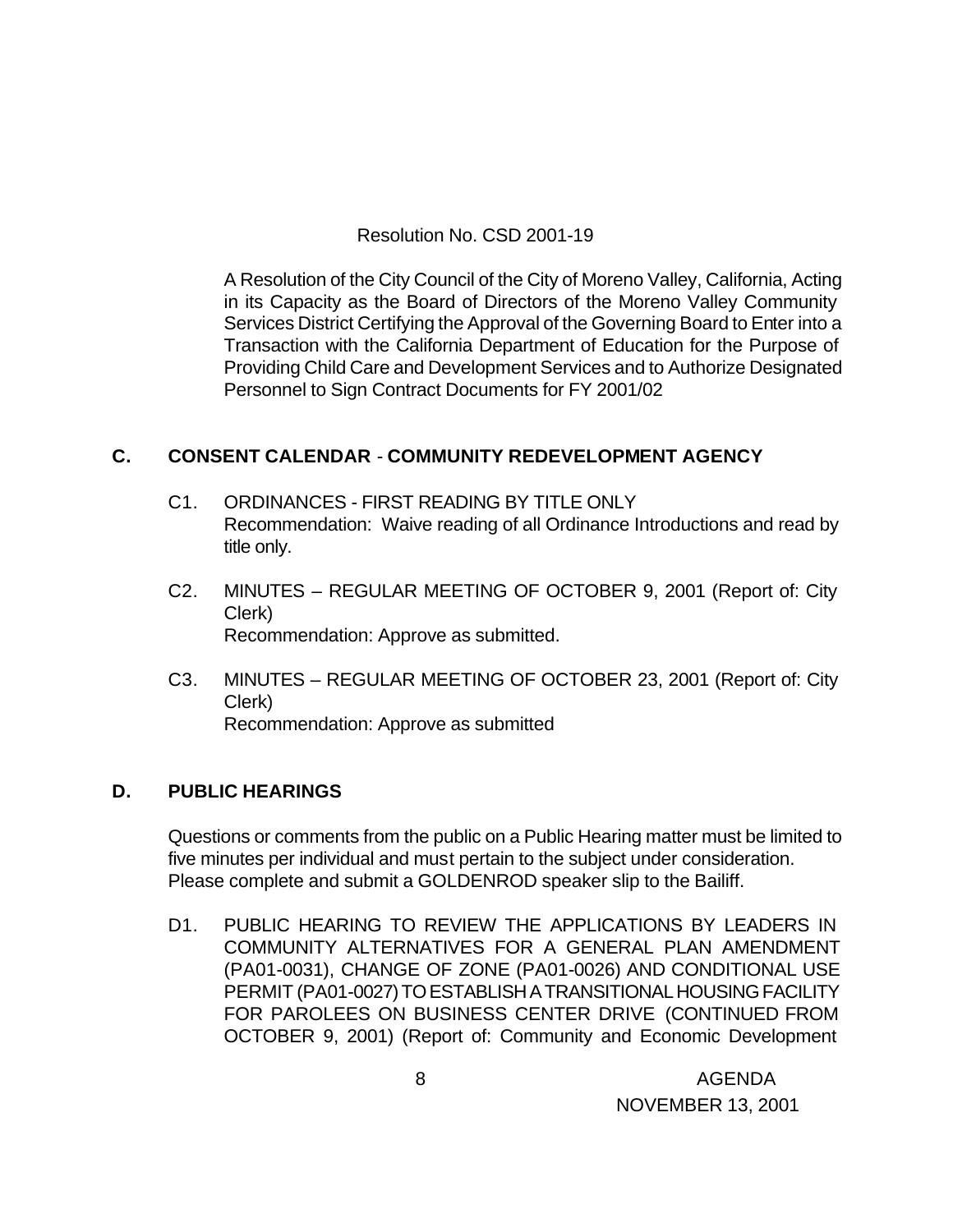Resolution No. CSD 2001-19

A Resolution of the City Council of the City of Moreno Valley, California, Acting in its Capacity as the Board of Directors of the Moreno Valley Community Services District Certifying the Approval of the Governing Board to Enter into a Transaction with the California Department of Education for the Purpose of Providing Child Care and Development Services and to Authorize Designated Personnel to Sign Contract Documents for FY 2001/02

## C. CONSENT CALENDAR - COMMUNITY REDEVELOPMENT AGENCY

C1. ORDINANCES - FIRST READING BY TITLE ONLY
Recommendation: Waive reading of all Ordinance Introductions and read by title only.

C2. MINUTES – REGULAR MEETING OF OCTOBER 9, 2001 (Report of: City Clerk)
Recommendation: Approve as submitted.

C3. MINUTES – REGULAR MEETING OF OCTOBER 23, 2001 (Report of: City Clerk)
Recommendation: Approve as submitted

## D. PUBLIC HEARINGS

Questions or comments from the public on a Public Hearing matter must be limited to five minutes per individual and must pertain to the subject under consideration. Please complete and submit a GOLDENROD speaker slip to the Bailiff.

D1. PUBLIC HEARING TO REVIEW THE APPLICATIONS BY LEADERS IN COMMUNITY ALTERNATIVES FOR A GENERAL PLAN AMENDMENT (PA01-0031), CHANGE OF ZONE (PA01-0026) AND CONDITIONAL USE PERMIT (PA01-0027) TO ESTABLISH A TRANSITIONAL HOUSING FACILITY FOR PAROLEES ON BUSINESS CENTER DRIVE (CONTINUED FROM OCTOBER 9, 2001) (Report of: Community and Economic Development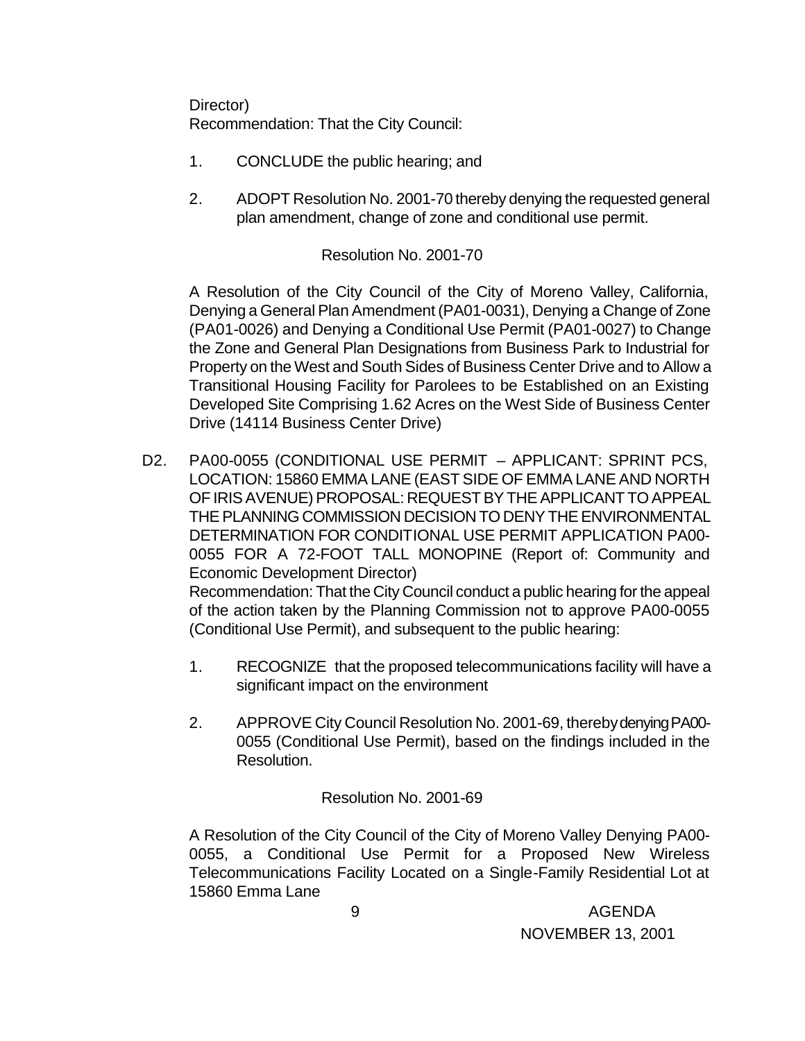Director)
Recommendation: That the City Council:

1. CONCLUDE the public hearing; and

2. ADOPT Resolution No. 2001-70 thereby denying the requested general plan amendment, change of zone and conditional use permit.

Resolution No. 2001-70

A Resolution of the City Council of the City of Moreno Valley, California, Denying a General Plan Amendment (PA01-0031), Denying a Change of Zone (PA01-0026) and Denying a Conditional Use Permit (PA01-0027) to Change the Zone and General Plan Designations from Business Park to Industrial for Property on the West and South Sides of Business Center Drive and to Allow a Transitional Housing Facility for Parolees to be Established on an Existing Developed Site Comprising 1.62 Acres on the West Side of Business Center Drive (14114 Business Center Drive)

D2. PA00-0055 (CONDITIONAL USE PERMIT – APPLICANT: SPRINT PCS, LOCATION: 15860 EMMA LANE (EAST SIDE OF EMMA LANE AND NORTH OF IRIS AVENUE) PROPOSAL: REQUEST BY THE APPLICANT TO APPEAL THE PLANNING COMMISSION DECISION TO DENY THE ENVIRONMENTAL DETERMINATION FOR CONDITIONAL USE PERMIT APPLICATION PA00-0055 FOR A 72-FOOT TALL MONOPINE (Report of: Community and Economic Development Director)
Recommendation: That the City Council conduct a public hearing for the appeal of the action taken by the Planning Commission not to approve PA00-0055 (Conditional Use Permit), and subsequent to the public hearing:

1. RECOGNIZE that the proposed telecommunications facility will have a significant impact on the environment

2. APPROVE City Council Resolution No. 2001-69, thereby denying PA00-0055 (Conditional Use Permit), based on the findings included in the Resolution.

Resolution No. 2001-69

A Resolution of the City Council of the City of Moreno Valley Denying PA00-0055, a Conditional Use Permit for a Proposed New Wireless Telecommunications Facility Located on a Single-Family Residential Lot at 15860 Emma Lane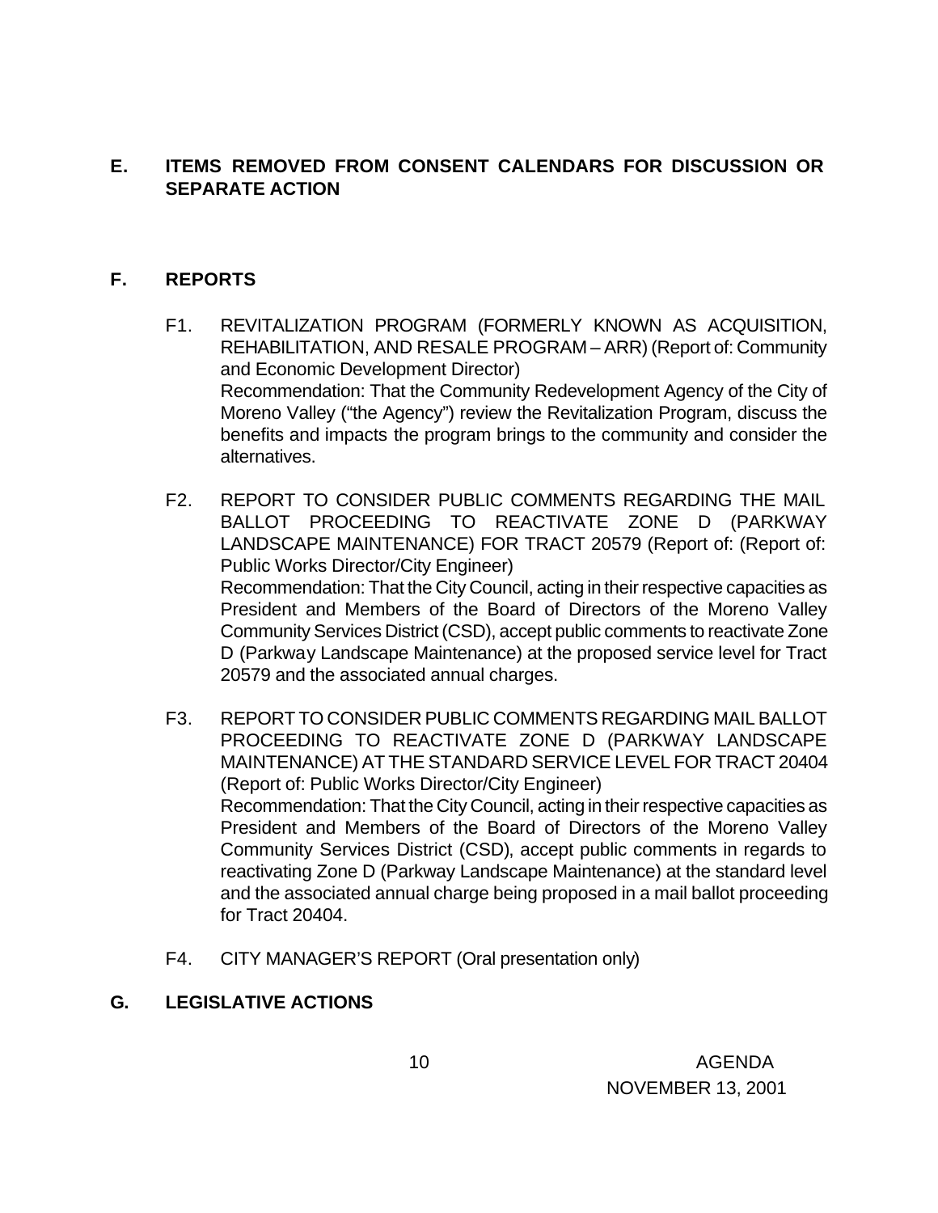## E. ITEMS REMOVED FROM CONSENT CALENDARS FOR DISCUSSION OR SEPARATE ACTION

## F. REPORTS

F1. REVITALIZATION PROGRAM (FORMERLY KNOWN AS ACQUISITION, REHABILITATION, AND RESALE PROGRAM – ARR) (Report of: Community and Economic Development Director)
Recommendation: That the Community Redevelopment Agency of the City of Moreno Valley ("the Agency") review the Revitalization Program, discuss the benefits and impacts the program brings to the community and consider the alternatives.

F2. REPORT TO CONSIDER PUBLIC COMMENTS REGARDING THE MAIL BALLOT PROCEEDING TO REACTIVATE ZONE D (PARKWAY LANDSCAPE MAINTENANCE) FOR TRACT 20579 (Report of: (Report of: Public Works Director/City Engineer)
Recommendation: That the City Council, acting in their respective capacities as President and Members of the Board of Directors of the Moreno Valley Community Services District (CSD), accept public comments to reactivate Zone D (Parkway Landscape Maintenance) at the proposed service level for Tract 20579 and the associated annual charges.

F3. REPORT TO CONSIDER PUBLIC COMMENTS REGARDING MAIL BALLOT PROCEEDING TO REACTIVATE ZONE D (PARKWAY LANDSCAPE MAINTENANCE) AT THE STANDARD SERVICE LEVEL FOR TRACT 20404 (Report of: Public Works Director/City Engineer)
Recommendation: That the City Council, acting in their respective capacities as President and Members of the Board of Directors of the Moreno Valley Community Services District (CSD), accept public comments in regards to reactivating Zone D (Parkway Landscape Maintenance) at the standard level and the associated annual charge being proposed in a mail ballot proceeding for Tract 20404.

F4. CITY MANAGER'S REPORT (Oral presentation only)

## G. LEGISLATIVE ACTIONS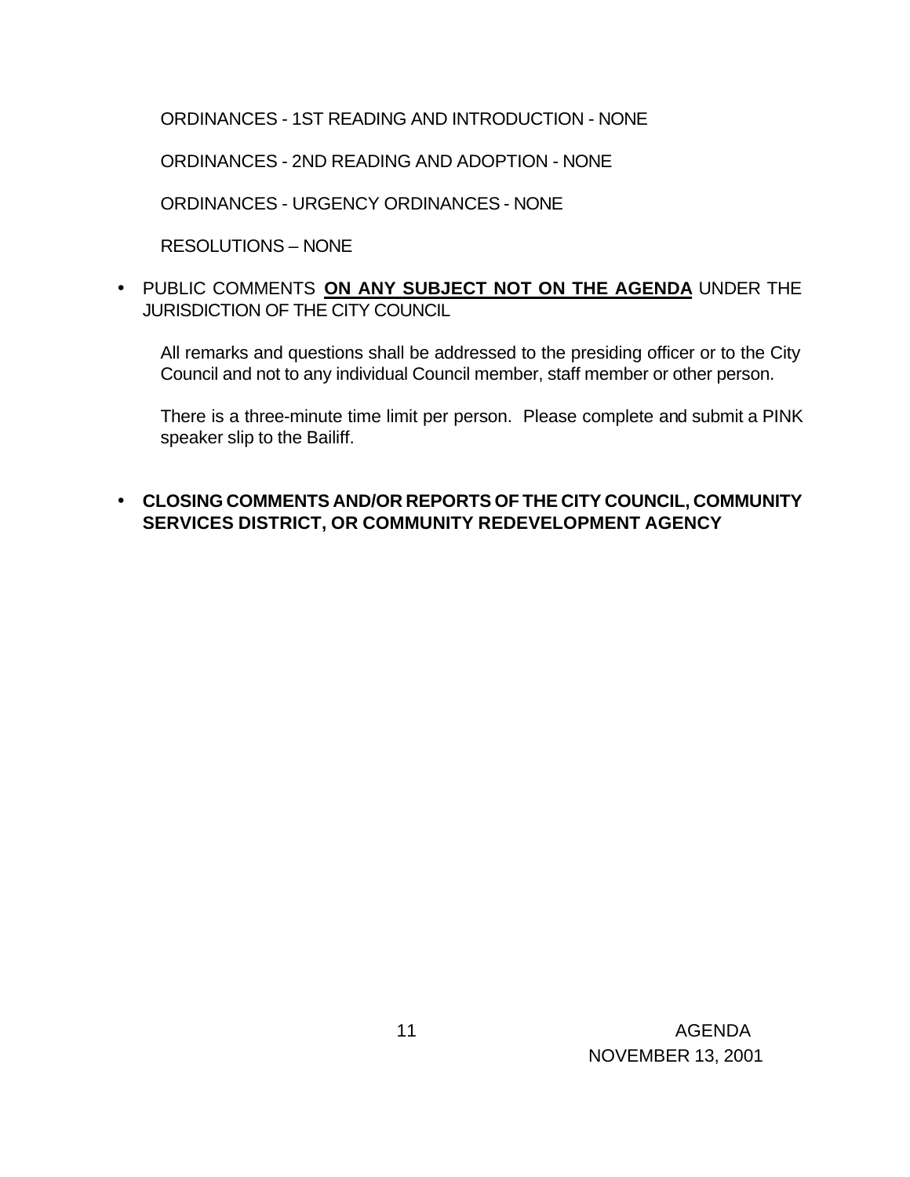ORDINANCES - 1ST READING AND INTRODUCTION - NONE

ORDINANCES - 2ND READING AND ADOPTION - NONE

ORDINANCES - URGENCY ORDINANCES - NONE

RESOLUTIONS – NONE

- PUBLIC COMMENTS **ON ANY SUBJECT NOT ON THE AGENDA** UNDER THE JURISDICTION OF THE CITY COUNCIL

  All remarks and questions shall be addressed to the presiding officer or to the City Council and not to any individual Council member, staff member or other person.

  There is a three-minute time limit per person. Please complete and submit a PINK speaker slip to the Bailiff.

- **CLOSING COMMENTS AND/OR REPORTS OF THE CITY COUNCIL, COMMUNITY SERVICES DISTRICT, OR COMMUNITY REDEVELOPMENT AGENCY**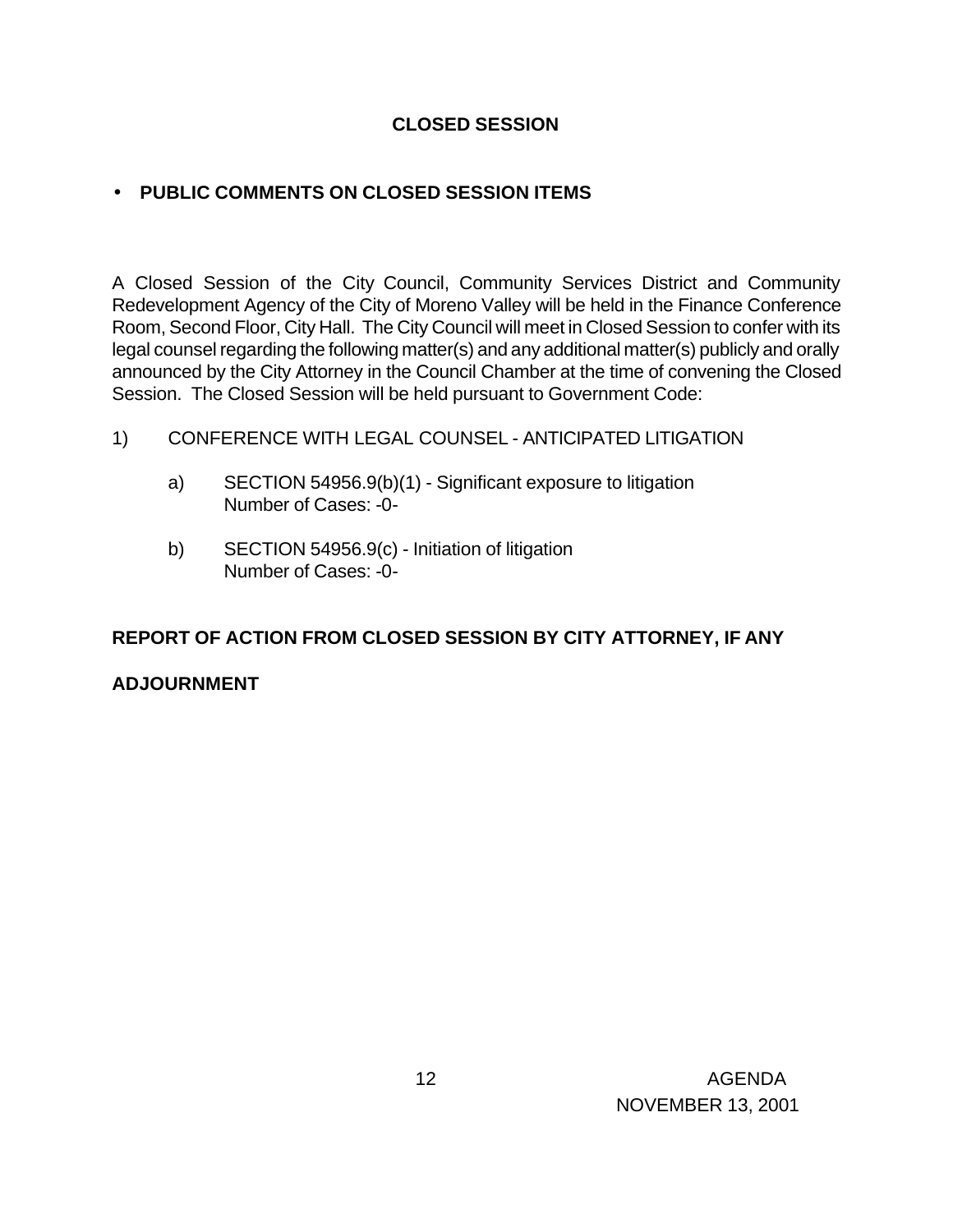## CLOSED SESSION

- **PUBLIC COMMENTS ON CLOSED SESSION ITEMS**

A Closed Session of the City Council, Community Services District and Community Redevelopment Agency of the City of Moreno Valley will be held in the Finance Conference Room, Second Floor, City Hall. The City Council will meet in Closed Session to confer with its legal counsel regarding the following matter(s) and any additional matter(s) publicly and orally announced by the City Attorney in the Council Chamber at the time of convening the Closed Session. The Closed Session will be held pursuant to Government Code:

1) CONFERENCE WITH LEGAL COUNSEL - ANTICIPATED LITIGATION

   a) SECTION 54956.9(b)(1) - Significant exposure to litigation
      Number of Cases: -0-

   b) SECTION 54956.9(c) - Initiation of litigation
      Number of Cases: -0-

**REPORT OF ACTION FROM CLOSED SESSION BY CITY ATTORNEY, IF ANY**

**ADJOURNMENT**